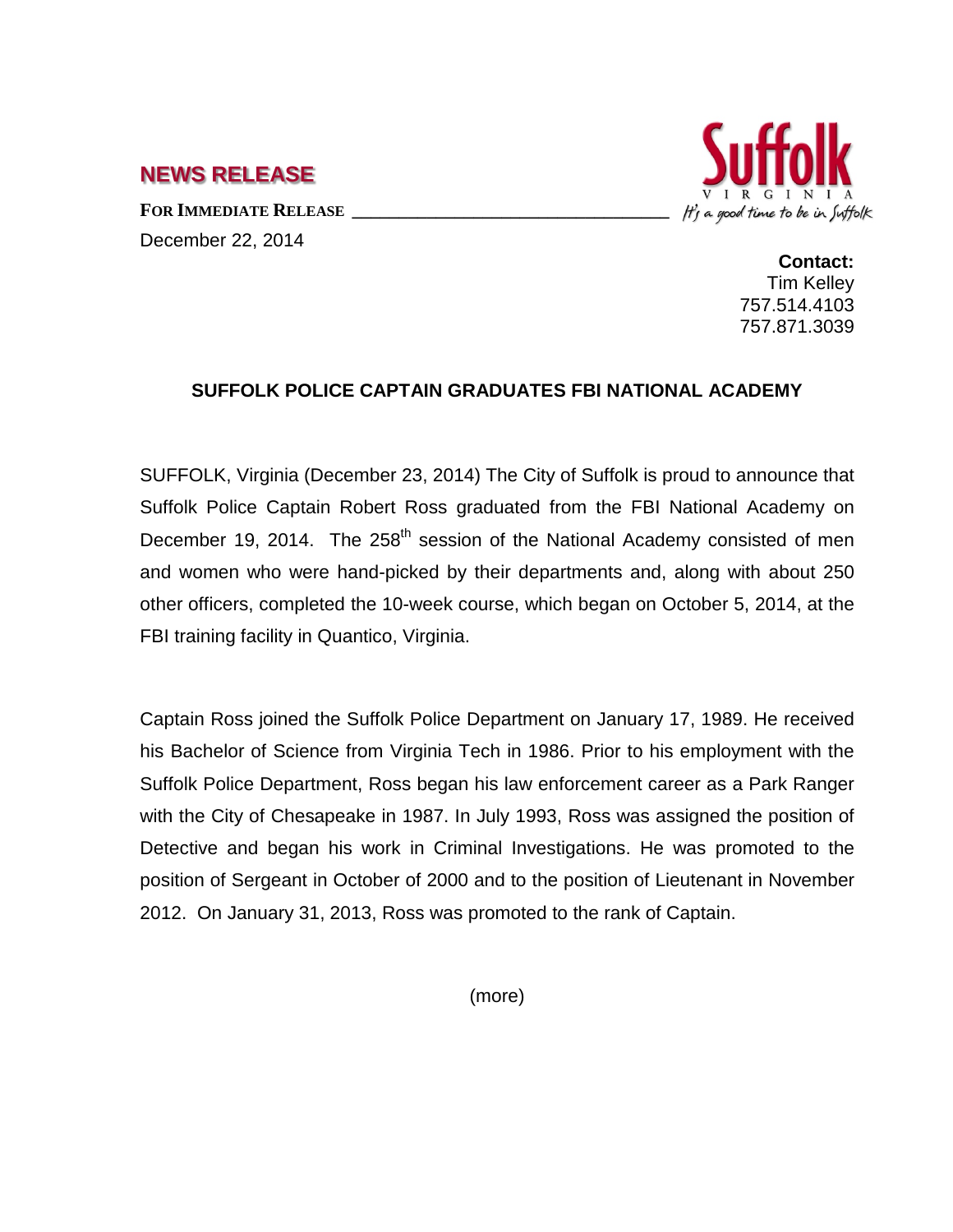## NEWS RELEASE

**FOR IMMEDIATE RELEASE** ___________________________________

December 22, 2014

Suffolk
VIRGINIA
*It's a good time to be in Suffolk*

**Contact:**
Tim Kelley
757.514.4103
757.871.3039

**SUFFOLK POLICE CAPTAIN GRADUATES FBI NATIONAL ACADEMY**

SUFFOLK, Virginia (December 23, 2014) The City of Suffolk is proud to announce that Suffolk Police Captain Robert Ross graduated from the FBI National Academy on December 19, 2014. The 258th session of the National Academy consisted of men and women who were hand-picked by their departments and, along with about 250 other officers, completed the 10-week course, which began on October 5, 2014, at the FBI training facility in Quantico, Virginia.

Captain Ross joined the Suffolk Police Department on January 17, 1989. He received his Bachelor of Science from Virginia Tech in 1986. Prior to his employment with the Suffolk Police Department, Ross began his law enforcement career as a Park Ranger with the City of Chesapeake in 1987. In July 1993, Ross was assigned the position of Detective and began his work in Criminal Investigations. He was promoted to the position of Sergeant in October of 2000 and to the position of Lieutenant in November 2012. On January 31, 2013, Ross was promoted to the rank of Captain.

(more)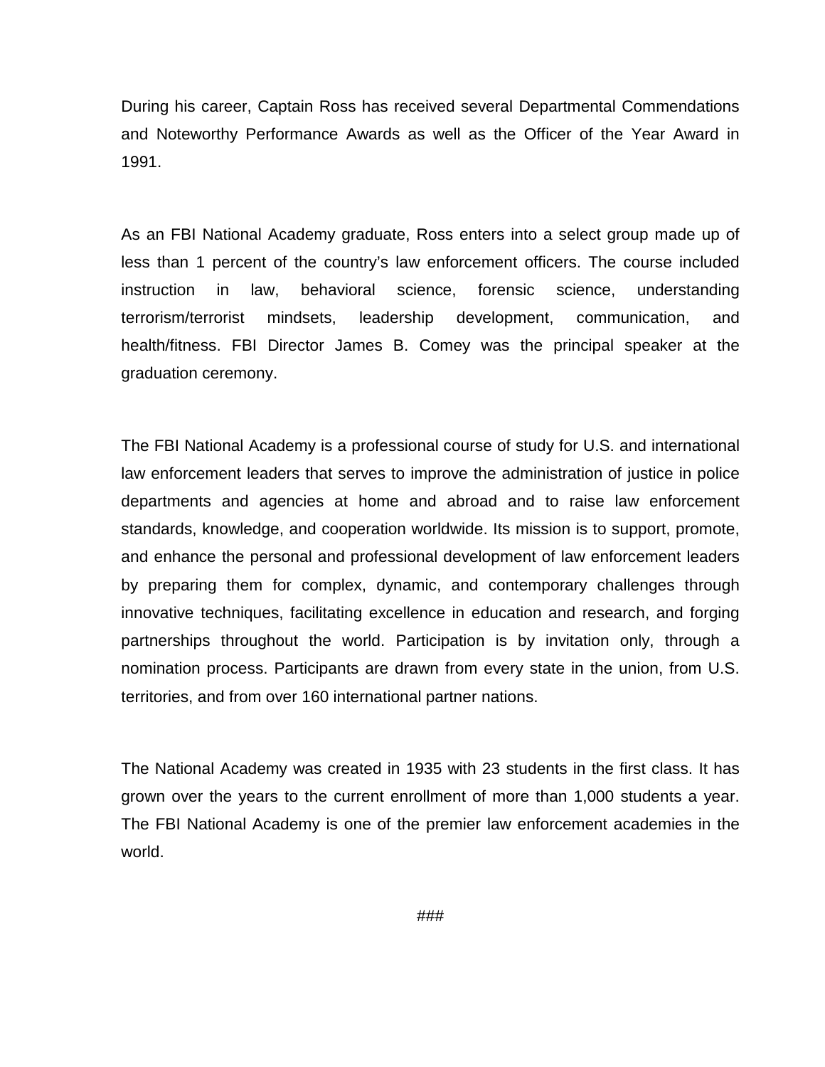During his career, Captain Ross has received several Departmental Commendations and Noteworthy Performance Awards as well as the Officer of the Year Award in 1991.

As an FBI National Academy graduate, Ross enters into a select group made up of less than 1 percent of the country's law enforcement officers. The course included instruction in law, behavioral science, forensic science, understanding terrorism/terrorist mindsets, leadership development, communication, and health/fitness. FBI Director James B. Comey was the principal speaker at the graduation ceremony.

The FBI National Academy is a professional course of study for U.S. and international law enforcement leaders that serves to improve the administration of justice in police departments and agencies at home and abroad and to raise law enforcement standards, knowledge, and cooperation worldwide. Its mission is to support, promote, and enhance the personal and professional development of law enforcement leaders by preparing them for complex, dynamic, and contemporary challenges through innovative techniques, facilitating excellence in education and research, and forging partnerships throughout the world. Participation is by invitation only, through a nomination process. Participants are drawn from every state in the union, from U.S. territories, and from over 160 international partner nations.

The National Academy was created in 1935 with 23 students in the first class. It has grown over the years to the current enrollment of more than 1,000 students a year. The FBI National Academy is one of the premier law enforcement academies in the world.

###